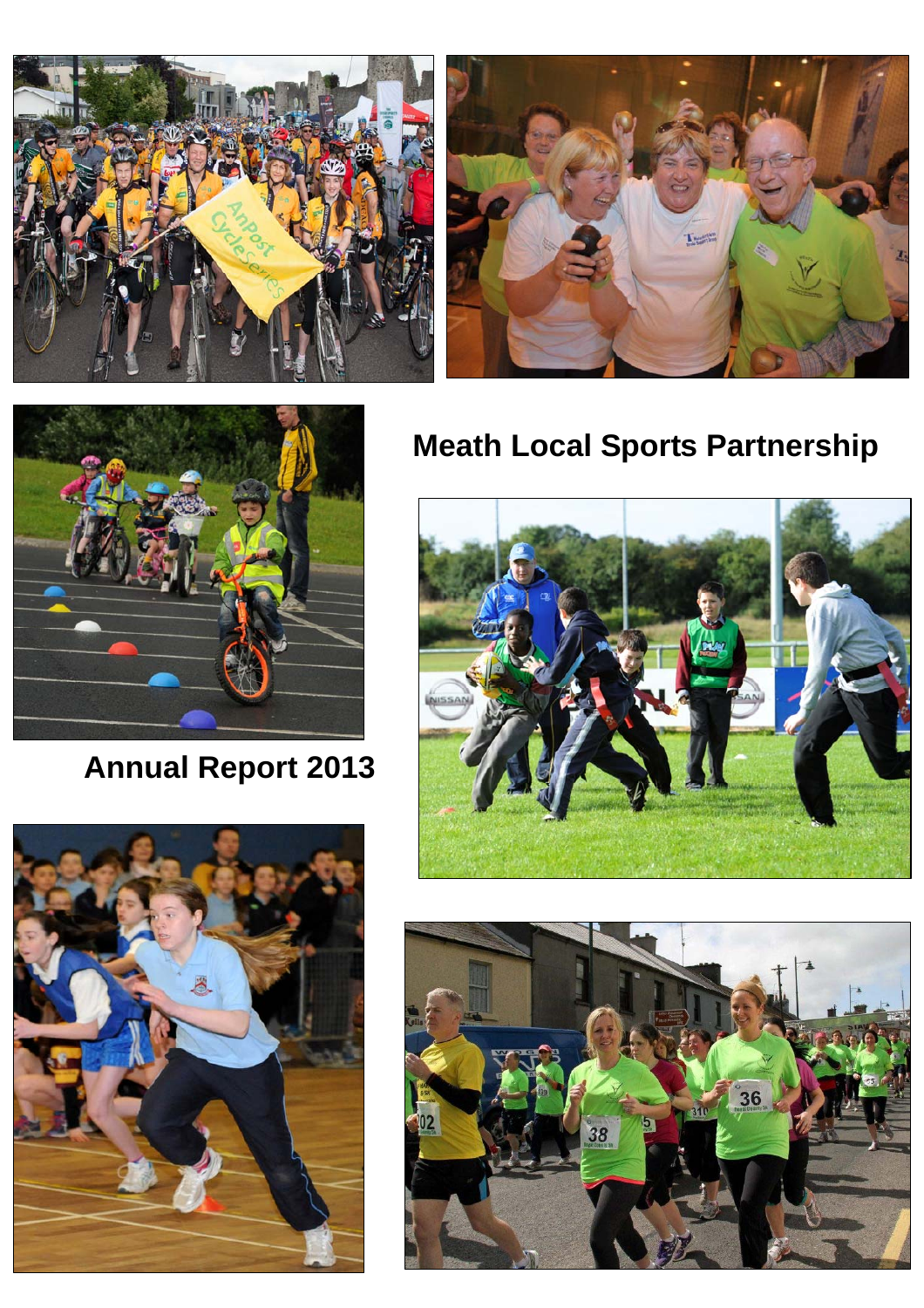# Meath Local Sports Partnership

## Annual Report 2013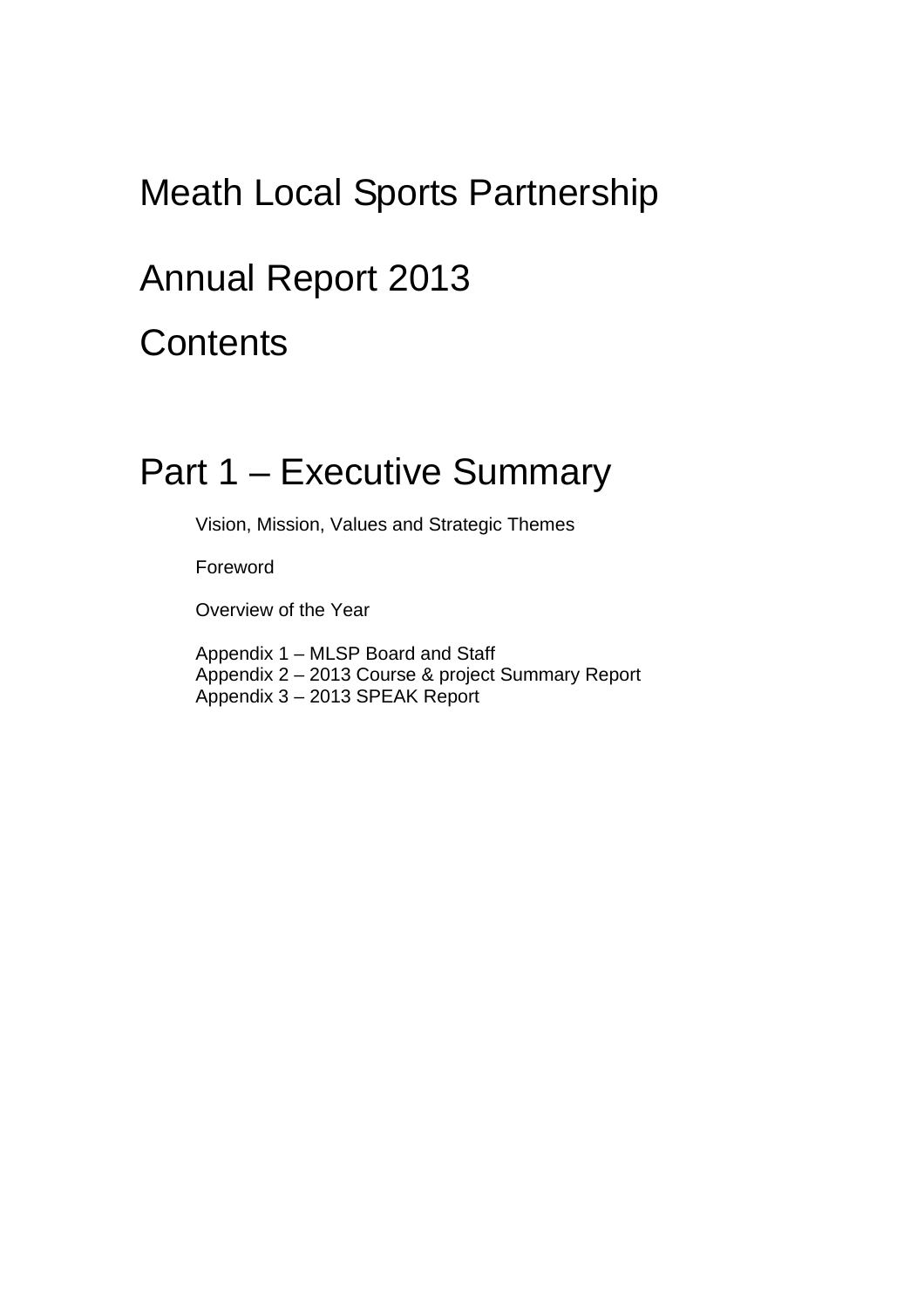# Meath Local Sports Partnership

# Annual Report 2013

# Contents

## Part 1 – Executive Summary

Vision, Mission, Values and Strategic Themes

Foreword

Overview of the Year

Appendix 1 – MLSP Board and Staff
Appendix 2 – 2013 Course & project Summary Report
Appendix 3 – 2013 SPEAK Report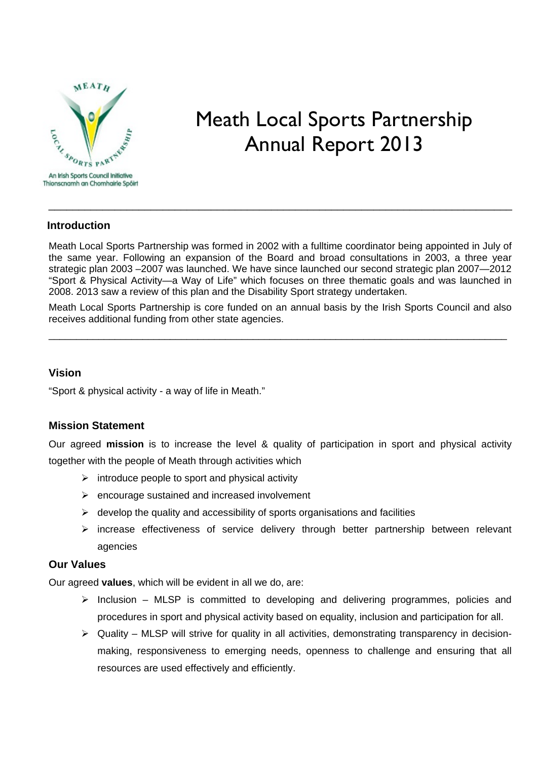# Meath Local Sports Partnership Annual Report 2013

## Introduction

Meath Local Sports Partnership was formed in 2002 with a fulltime coordinator being appointed in July of the same year. Following an expansion of the Board and broad consultations in 2003, a three year strategic plan 2003 –2007 was launched. We have since launched our second strategic plan 2007—2012 "Sport & Physical Activity—a Way of Life" which focuses on three thematic goals and was launched in 2008. 2013 saw a review of this plan and the Disability Sport strategy undertaken.

Meath Local Sports Partnership is core funded on an annual basis by the Irish Sports Council and also receives additional funding from other state agencies.

---

## Vision

"Sport & physical activity - a way of life in Meath."

## Mission Statement

Our agreed **mission** is to increase the level & quality of participation in sport and physical activity together with the people of Meath through activities which

- introduce people to sport and physical activity
- encourage sustained and increased involvement
- develop the quality and accessibility of sports organisations and facilities
- increase effectiveness of service delivery through better partnership between relevant agencies

## Our Values

Our agreed **values**, which will be evident in all we do, are:

- Inclusion – MLSP is committed to developing and delivering programmes, policies and procedures in sport and physical activity based on equality, inclusion and participation for all.
- Quality – MLSP will strive for quality in all activities, demonstrating transparency in decision-making, responsiveness to emerging needs, openness to challenge and ensuring that all resources are used effectively and efficiently.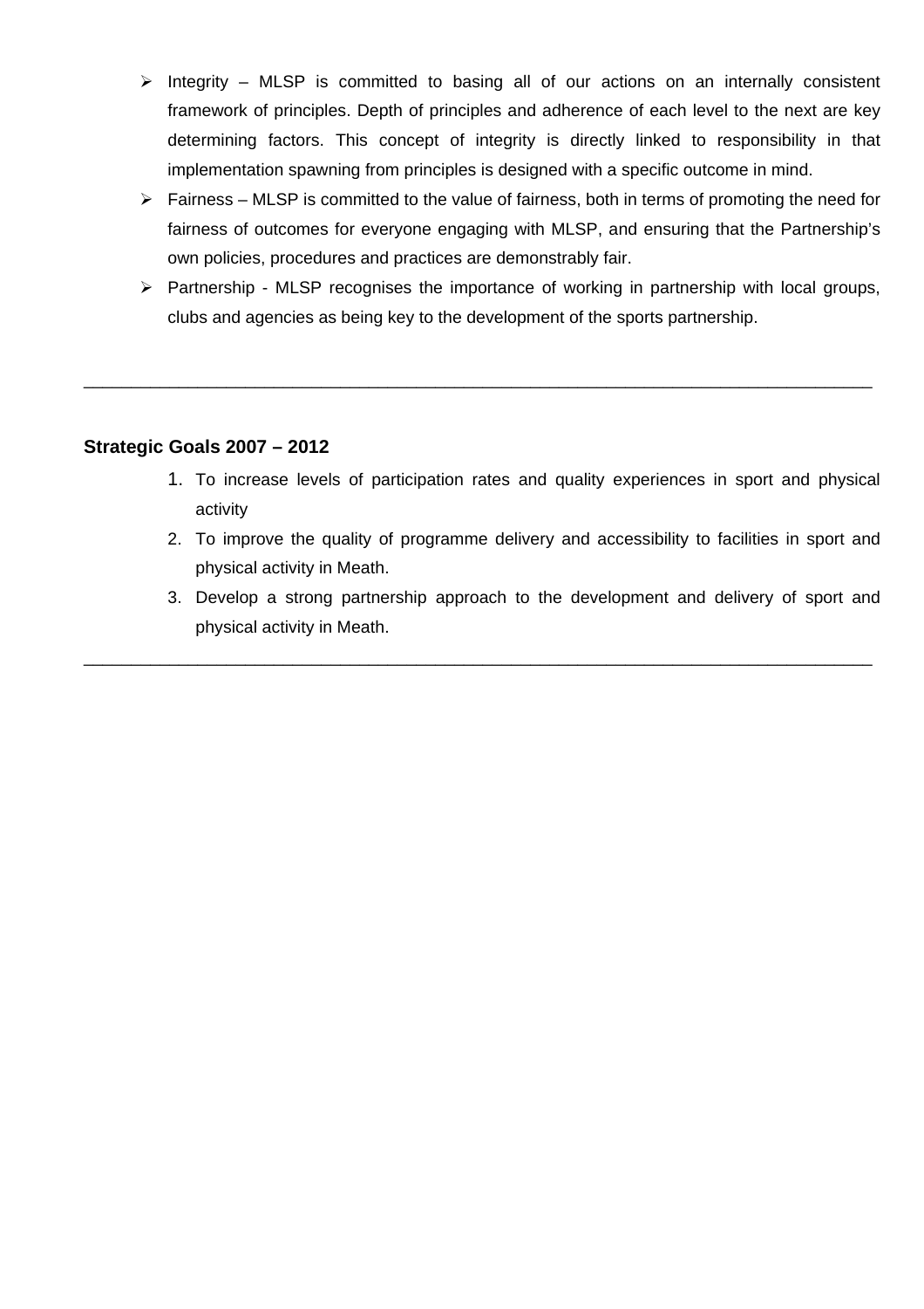- Integrity – MLSP is committed to basing all of our actions on an internally consistent framework of principles. Depth of principles and adherence of each level to the next are key determining factors. This concept of integrity is directly linked to responsibility in that implementation spawning from principles is designed with a specific outcome in mind.
- Fairness – MLSP is committed to the value of fairness, both in terms of promoting the need for fairness of outcomes for everyone engaging with MLSP, and ensuring that the Partnership's own policies, procedures and practices are demonstrably fair.
- Partnership - MLSP recognises the importance of working in partnership with local groups, clubs and agencies as being key to the development of the sports partnership.

---

**Strategic Goals 2007 – 2012**

1. To increase levels of participation rates and quality experiences in sport and physical activity
2. To improve the quality of programme delivery and accessibility to facilities in sport and physical activity in Meath.
3. Develop a strong partnership approach to the development and delivery of sport and physical activity in Meath.

---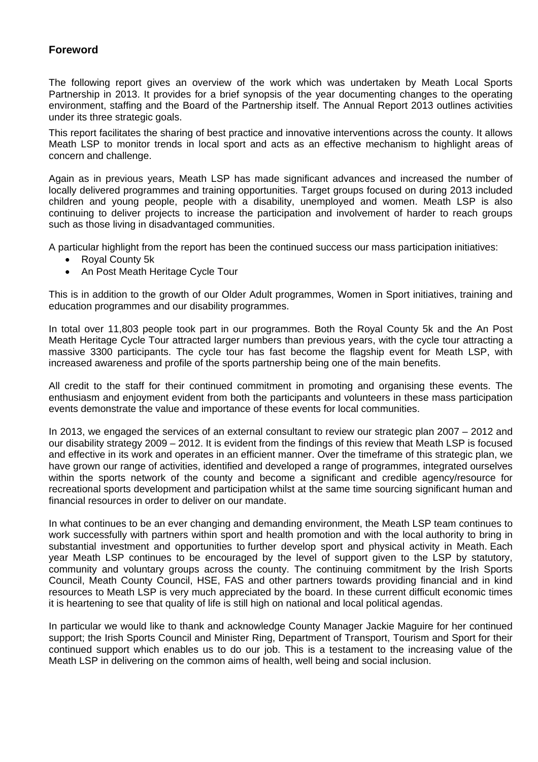## Foreword

The following report gives an overview of the work which was undertaken by Meath Local Sports Partnership in 2013. It provides for a brief synopsis of the year documenting changes to the operating environment, staffing and the Board of the Partnership itself. The Annual Report 2013 outlines activities under its three strategic goals.

This report facilitates the sharing of best practice and innovative interventions across the county. It allows Meath LSP to monitor trends in local sport and acts as an effective mechanism to highlight areas of concern and challenge.

Again as in previous years, Meath LSP has made significant advances and increased the number of locally delivered programmes and training opportunities. Target groups focused on during 2013 included children and young people, people with a disability, unemployed and women. Meath LSP is also continuing to deliver projects to increase the participation and involvement of harder to reach groups such as those living in disadvantaged communities.

A particular highlight from the report has been the continued success our mass participation initiatives:

- Royal County 5k
- An Post Meath Heritage Cycle Tour

This is in addition to the growth of our Older Adult programmes, Women in Sport initiatives, training and education programmes and our disability programmes.

In total over 11,803 people took part in our programmes. Both the Royal County 5k and the An Post Meath Heritage Cycle Tour attracted larger numbers than previous years, with the cycle tour attracting a massive 3300 participants. The cycle tour has fast become the flagship event for Meath LSP, with increased awareness and profile of the sports partnership being one of the main benefits.

All credit to the staff for their continued commitment in promoting and organising these events. The enthusiasm and enjoyment evident from both the participants and volunteers in these mass participation events demonstrate the value and importance of these events for local communities.

In 2013, we engaged the services of an external consultant to review our strategic plan 2007 – 2012 and our disability strategy 2009 – 2012. It is evident from the findings of this review that Meath LSP is focused and effective in its work and operates in an efficient manner. Over the timeframe of this strategic plan, we have grown our range of activities, identified and developed a range of programmes, integrated ourselves within the sports network of the county and become a significant and credible agency/resource for recreational sports development and participation whilst at the same time sourcing significant human and financial resources in order to deliver on our mandate.

In what continues to be an ever changing and demanding environment, the Meath LSP team continues to work successfully with partners within sport and health promotion and with the local authority to bring in substantial investment and opportunities to further develop sport and physical activity in Meath. Each year Meath LSP continues to be encouraged by the level of support given to the LSP by statutory, community and voluntary groups across the county. The continuing commitment by the Irish Sports Council, Meath County Council, HSE, FAS and other partners towards providing financial and in kind resources to Meath LSP is very much appreciated by the board. In these current difficult economic times it is heartening to see that quality of life is still high on national and local political agendas.

In particular we would like to thank and acknowledge County Manager Jackie Maguire for her continued support; the Irish Sports Council and Minister Ring, Department of Transport, Tourism and Sport for their continued support which enables us to do our job. This is a testament to the increasing value of the Meath LSP in delivering on the common aims of health, well being and social inclusion.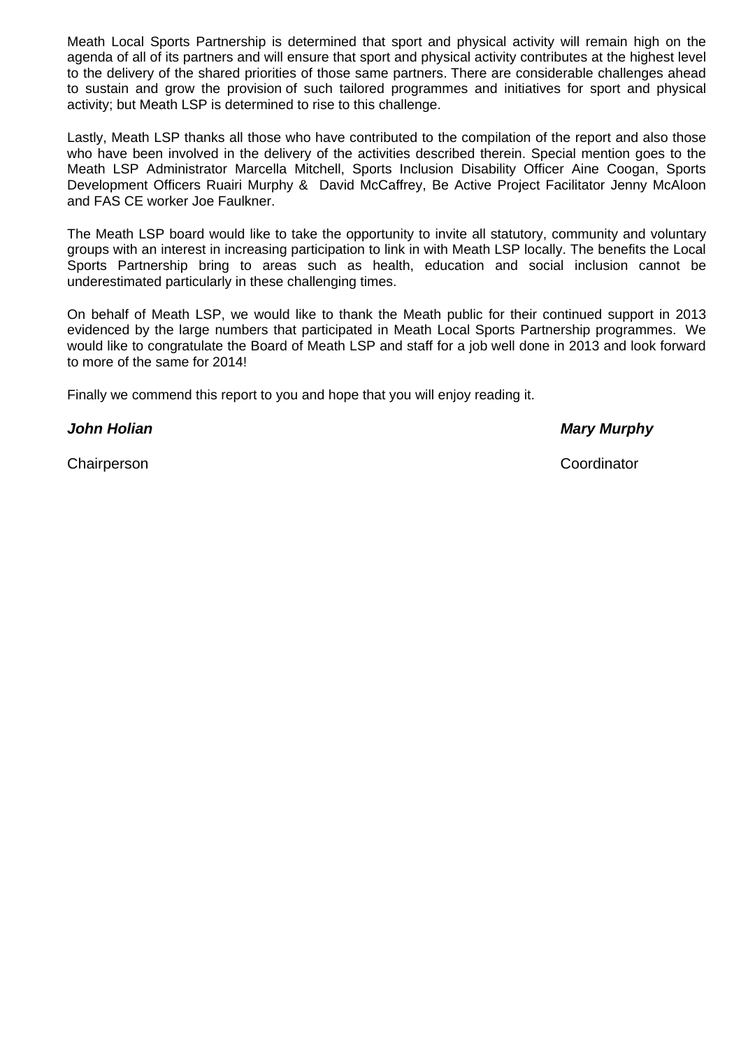Meath Local Sports Partnership is determined that sport and physical activity will remain high on the agenda of all of its partners and will ensure that sport and physical activity contributes at the highest level to the delivery of the shared priorities of those same partners. There are considerable challenges ahead to sustain and grow the provision of such tailored programmes and initiatives for sport and physical activity; but Meath LSP is determined to rise to this challenge.

Lastly, Meath LSP thanks all those who have contributed to the compilation of the report and also those who have been involved in the delivery of the activities described therein. Special mention goes to the Meath LSP Administrator Marcella Mitchell, Sports Inclusion Disability Officer Aine Coogan, Sports Development Officers Ruairi Murphy & David McCaffrey, Be Active Project Facilitator Jenny McAloon and FAS CE worker Joe Faulkner.

The Meath LSP board would like to take the opportunity to invite all statutory, community and voluntary groups with an interest in increasing participation to link in with Meath LSP locally. The benefits the Local Sports Partnership bring to areas such as health, education and social inclusion cannot be underestimated particularly in these challenging times.

On behalf of Meath LSP, we would like to thank the Meath public for their continued support in 2013 evidenced by the large numbers that participated in Meath Local Sports Partnership programmes. We would like to congratulate the Board of Meath LSP and staff for a job well done in 2013 and look forward to more of the same for 2014!

Finally we commend this report to you and hope that you will enjoy reading it.

***John Holian*** ***Mary Murphy***

Chairperson Coordinator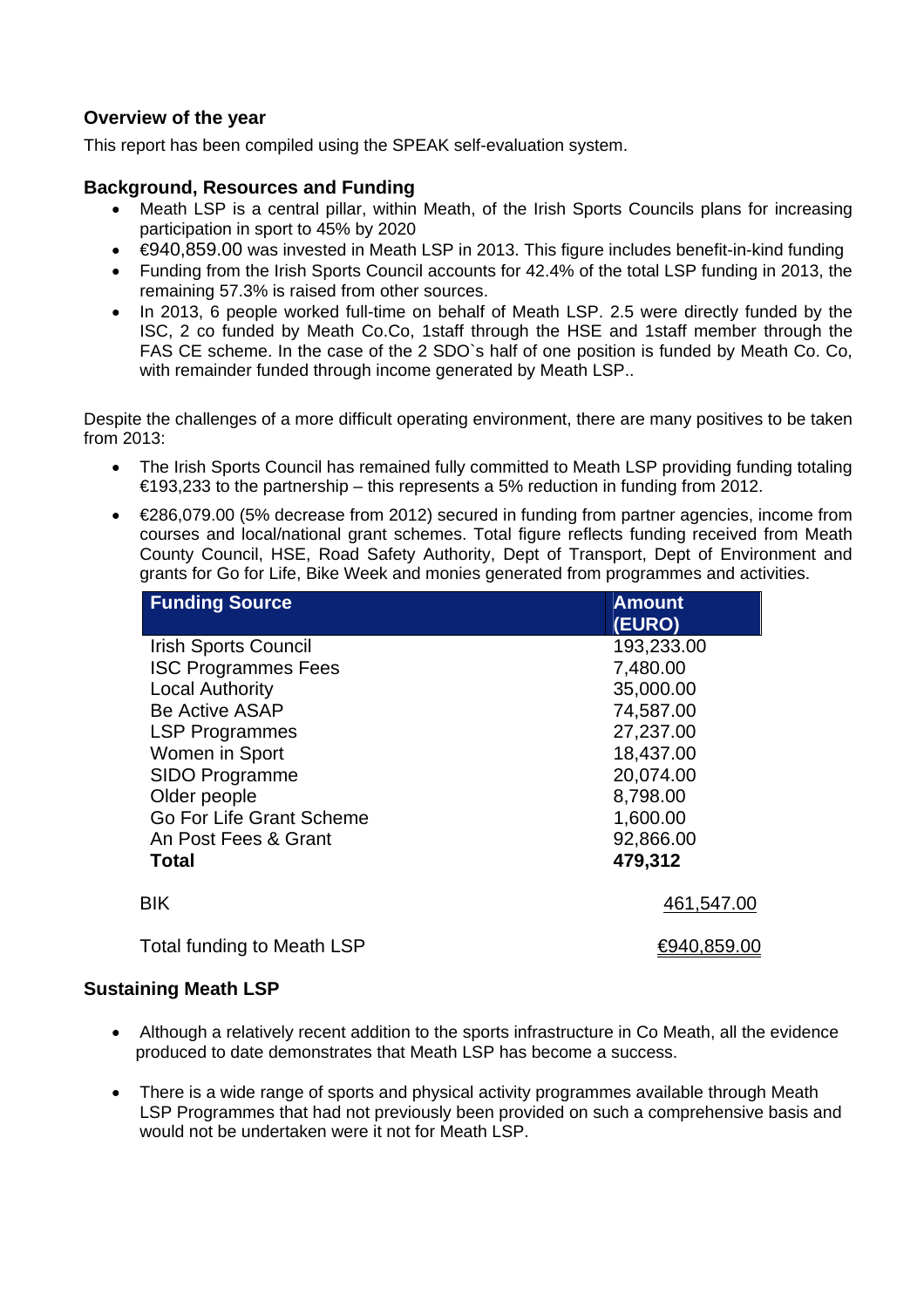### Overview of the year

This report has been compiled using the SPEAK self-evaluation system.

### Background, Resources and Funding

- Meath LSP is a central pillar, within Meath, of the Irish Sports Councils plans for increasing participation in sport to 45% by 2020
- €940,859.00 was invested in Meath LSP in 2013. This figure includes benefit-in-kind funding
- Funding from the Irish Sports Council accounts for 42.4% of the total LSP funding in 2013, the remaining 57.3% is raised from other sources.
- In 2013, 6 people worked full-time on behalf of Meath LSP. 2.5 were directly funded by the ISC, 2 co funded by Meath Co.Co, 1staff through the HSE and 1staff member through the FAS CE scheme. In the case of the 2 SDO`s half of one position is funded by Meath Co. Co, with remainder funded through income generated by Meath LSP..

Despite the challenges of a more difficult operating environment, there are many positives to be taken from 2013:

- The Irish Sports Council has remained fully committed to Meath LSP providing funding totaling €193,233 to the partnership – this represents a 5% reduction in funding from 2012.
- €286,079.00 (5% decrease from 2012) secured in funding from partner agencies, income from courses and local/national grant schemes. Total figure reflects funding received from Meath County Council, HSE, Road Safety Authority, Dept of Transport, Dept of Environment and grants for Go for Life, Bike Week and monies generated from programmes and activities.

| Funding Source | Amount (EURO) |
|---|---|
| Irish Sports Council | 193,233.00 |
| ISC Programmes Fees | 7,480.00 |
| Local Authority | 35,000.00 |
| Be Active ASAP | 74,587.00 |
| LSP Programmes | 27,237.00 |
| Women in Sport | 18,437.00 |
| SIDO Programme | 20,074.00 |
| Older people | 8,798.00 |
| Go For Life Grant Scheme | 1,600.00 |
| An Post Fees & Grant | 92,866.00 |
| **Total** | **479,312** |
| BIK | 461,547.00 |
| Total funding to Meath LSP | €940,859.00 |

### Sustaining Meath LSP

- Although a relatively recent addition to the sports infrastructure in Co Meath, all the evidence produced to date demonstrates that Meath LSP has become a success.
- There is a wide range of sports and physical activity programmes available through Meath LSP Programmes that had not previously been provided on such a comprehensive basis and would not be undertaken were it not for Meath LSP.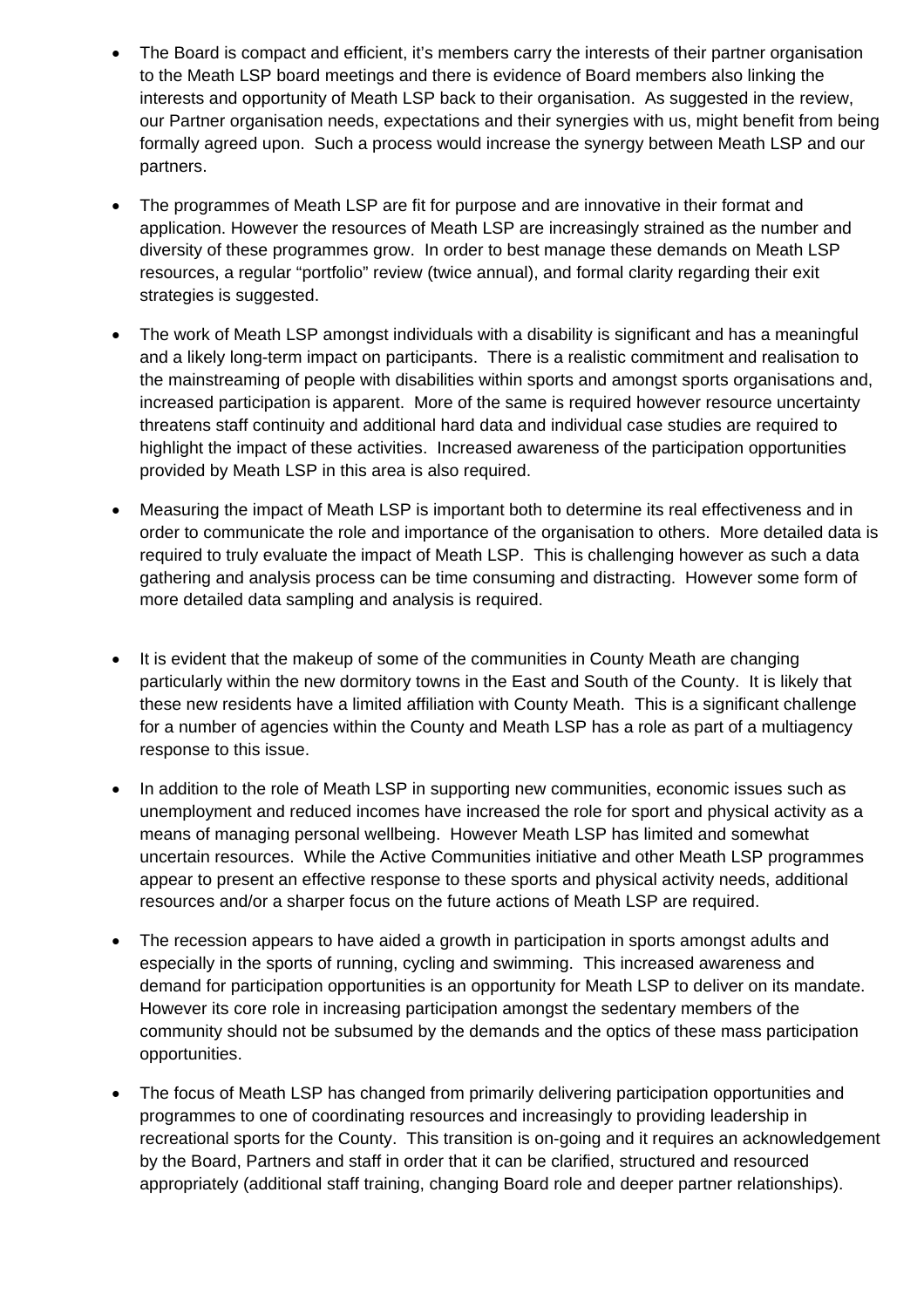- The Board is compact and efficient, it's members carry the interests of their partner organisation to the Meath LSP board meetings and there is evidence of Board members also linking the interests and opportunity of Meath LSP back to their organisation. As suggested in the review, our Partner organisation needs, expectations and their synergies with us, might benefit from being formally agreed upon. Such a process would increase the synergy between Meath LSP and our partners.

- The programmes of Meath LSP are fit for purpose and are innovative in their format and application. However the resources of Meath LSP are increasingly strained as the number and diversity of these programmes grow. In order to best manage these demands on Meath LSP resources, a regular "portfolio" review (twice annual), and formal clarity regarding their exit strategies is suggested.

- The work of Meath LSP amongst individuals with a disability is significant and has a meaningful and a likely long-term impact on participants. There is a realistic commitment and realisation to the mainstreaming of people with disabilities within sports and amongst sports organisations and, increased participation is apparent. More of the same is required however resource uncertainty threatens staff continuity and additional hard data and individual case studies are required to highlight the impact of these activities. Increased awareness of the participation opportunities provided by Meath LSP in this area is also required.

- Measuring the impact of Meath LSP is important both to determine its real effectiveness and in order to communicate the role and importance of the organisation to others. More detailed data is required to truly evaluate the impact of Meath LSP. This is challenging however as such a data gathering and analysis process can be time consuming and distracting. However some form of more detailed data sampling and analysis is required.

- It is evident that the makeup of some of the communities in County Meath are changing particularly within the new dormitory towns in the East and South of the County. It is likely that these new residents have a limited affiliation with County Meath. This is a significant challenge for a number of agencies within the County and Meath LSP has a role as part of a multiagency response to this issue.

- In addition to the role of Meath LSP in supporting new communities, economic issues such as unemployment and reduced incomes have increased the role for sport and physical activity as a means of managing personal wellbeing. However Meath LSP has limited and somewhat uncertain resources. While the Active Communities initiative and other Meath LSP programmes appear to present an effective response to these sports and physical activity needs, additional resources and/or a sharper focus on the future actions of Meath LSP are required.

- The recession appears to have aided a growth in participation in sports amongst adults and especially in the sports of running, cycling and swimming. This increased awareness and demand for participation opportunities is an opportunity for Meath LSP to deliver on its mandate. However its core role in increasing participation amongst the sedentary members of the community should not be subsumed by the demands and the optics of these mass participation opportunities.

- The focus of Meath LSP has changed from primarily delivering participation opportunities and programmes to one of coordinating resources and increasingly to providing leadership in recreational sports for the County. This transition is on-going and it requires an acknowledgement by the Board, Partners and staff in order that it can be clarified, structured and resourced appropriately (additional staff training, changing Board role and deeper partner relationships).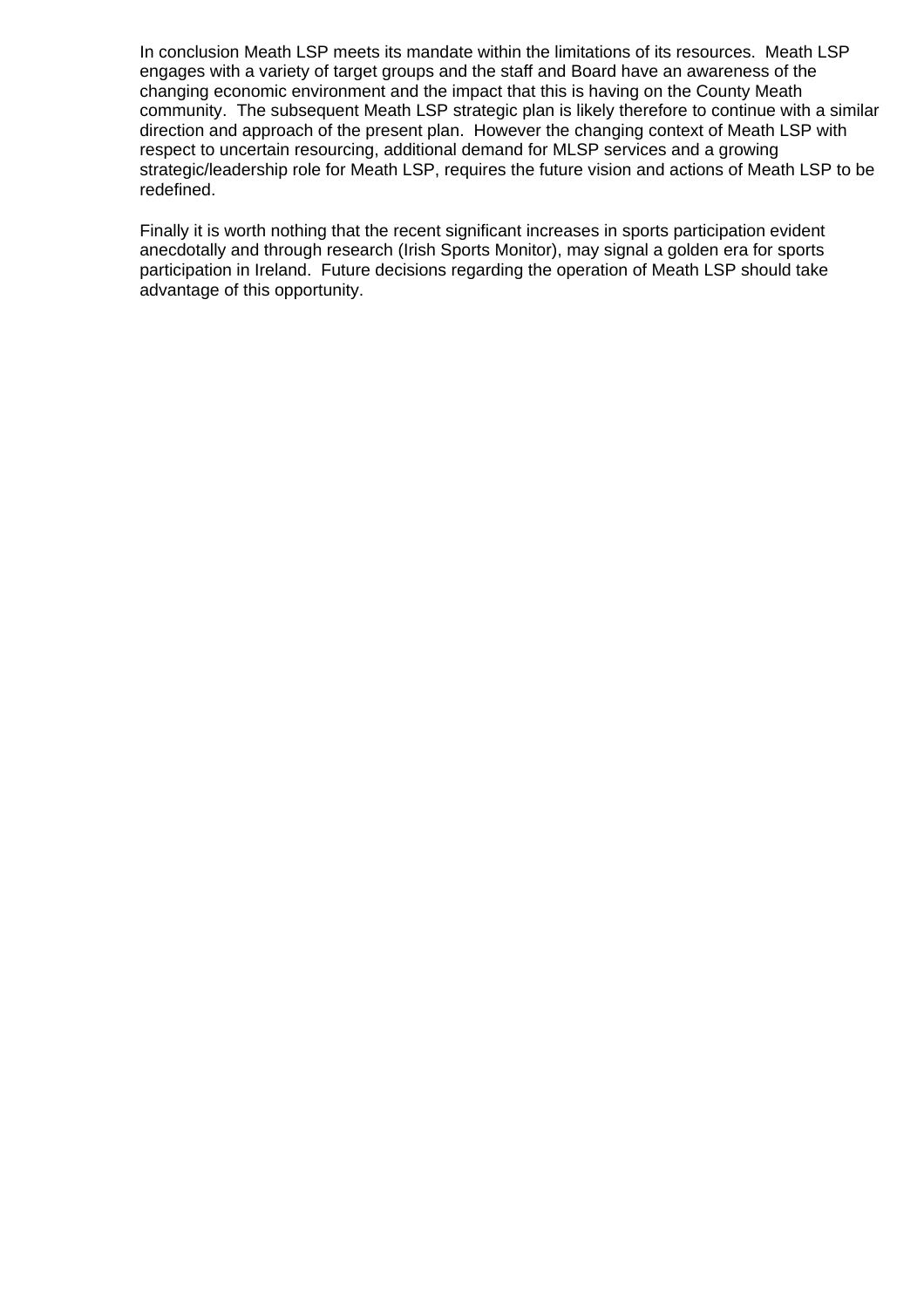In conclusion Meath LSP meets its mandate within the limitations of its resources. Meath LSP engages with a variety of target groups and the staff and Board have an awareness of the changing economic environment and the impact that this is having on the County Meath community. The subsequent Meath LSP strategic plan is likely therefore to continue with a similar direction and approach of the present plan. However the changing context of Meath LSP with respect to uncertain resourcing, additional demand for MLSP services and a growing strategic/leadership role for Meath LSP, requires the future vision and actions of Meath LSP to be redefined.

Finally it is worth nothing that the recent significant increases in sports participation evident anecdotally and through research (Irish Sports Monitor), may signal a golden era for sports participation in Ireland. Future decisions regarding the operation of Meath LSP should take advantage of this opportunity.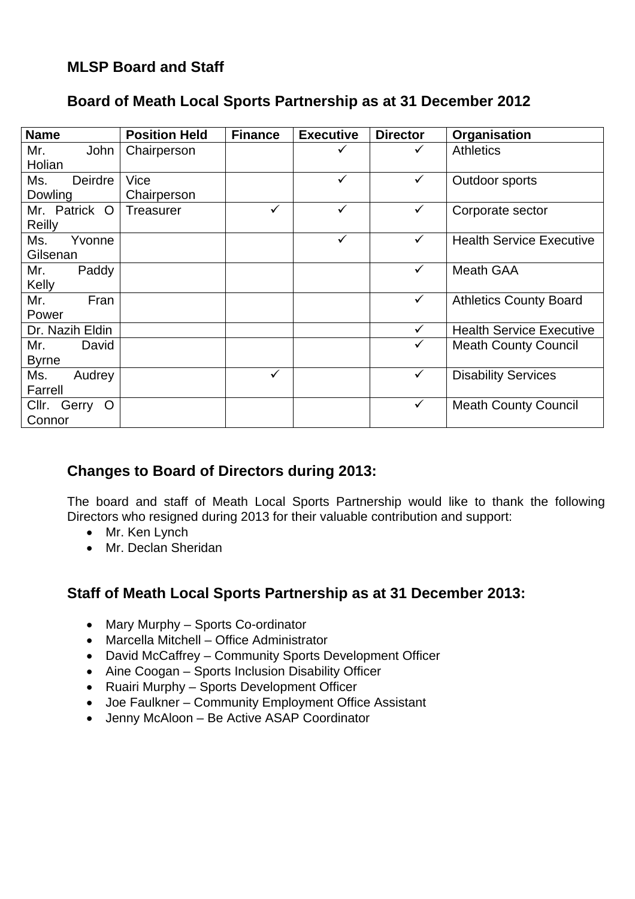## MLSP Board and Staff

### Board of Meath Local Sports Partnership as at 31 December 2012

| Name | Position Held | Finance | Executive | Director | Organisation |
|---|---|---|---|---|---|
| Mr. John Holian | Chairperson | | ✓ | ✓ | Athletics |
| Ms. Deirdre Dowling | Vice Chairperson | | ✓ | ✓ | Outdoor sports |
| Mr. Patrick O Reilly | Treasurer | ✓ | ✓ | ✓ | Corporate sector |
| Ms. Yvonne Gilsenan | | | ✓ | ✓ | Health Service Executive |
| Mr. Paddy Kelly | | | | ✓ | Meath GAA |
| Mr. Fran Power | | | | ✓ | Athletics County Board |
| Dr. Nazih Eldin | | | | ✓ | Health Service Executive |
| Mr. David Byrne | | | | ✓ | Meath County Council |
| Ms. Audrey Farrell | | ✓ | | ✓ | Disability Services |
| Cllr. Gerry O Connor | | | | ✓ | Meath County Council |

### Changes to Board of Directors during 2013:

The board and staff of Meath Local Sports Partnership would like to thank the following Directors who resigned during 2013 for their valuable contribution and support:

- Mr. Ken Lynch
- Mr. Declan Sheridan

### Staff of Meath Local Sports Partnership as at 31 December 2013:

- Mary Murphy – Sports Co-ordinator
- Marcella Mitchell – Office Administrator
- David McCaffrey – Community Sports Development Officer
- Aine Coogan – Sports Inclusion Disability Officer
- Ruairi Murphy – Sports Development Officer
- Joe Faulkner – Community Employment Office Assistant
- Jenny McAloon – Be Active ASAP Coordinator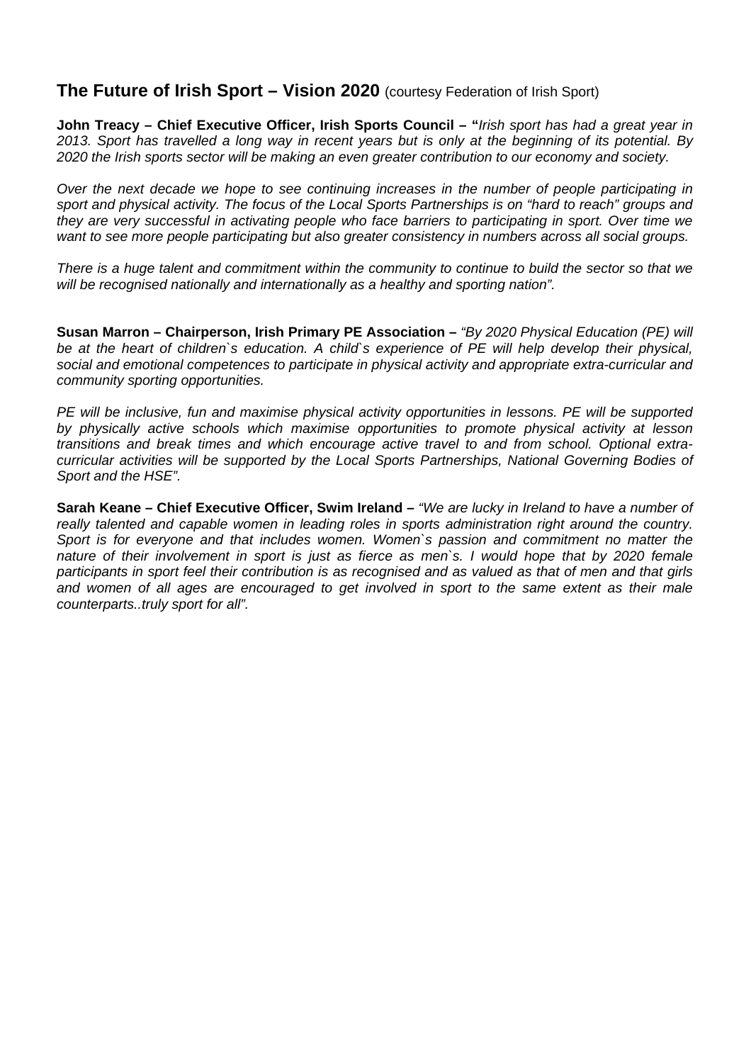## **The Future of Irish Sport – Vision 2020** (courtesy Federation of Irish Sport)

**John Treacy – Chief Executive Officer, Irish Sports Council – "***Irish sport has had a great year in 2013. Sport has travelled a long way in recent years but is only at the beginning of its potential. By 2020 the Irish sports sector will be making an even greater contribution to our economy and society.*

*Over the next decade we hope to see continuing increases in the number of people participating in sport and physical activity. The focus of the Local Sports Partnerships is on "hard to reach" groups and they are very successful in activating people who face barriers to participating in sport. Over time we want to see more people participating but also greater consistency in numbers across all social groups.*

*There is a huge talent and commitment within the community to continue to build the sector so that we will be recognised nationally and internationally as a healthy and sporting nation".*

**Susan Marron – Chairperson, Irish Primary PE Association –** *"By 2020 Physical Education (PE) will be at the heart of children`s education. A child`s experience of PE will help develop their physical, social and emotional competences to participate in physical activity and appropriate extra-curricular and community sporting opportunities.*

*PE will be inclusive, fun and maximise physical activity opportunities in lessons. PE will be supported by physically active schools which maximise opportunities to promote physical activity at lesson transitions and break times and which encourage active travel to and from school. Optional extra-curricular activities will be supported by the Local Sports Partnerships, National Governing Bodies of Sport and the HSE".*

**Sarah Keane – Chief Executive Officer, Swim Ireland –** *"We are lucky in Ireland to have a number of really talented and capable women in leading roles in sports administration right around the country. Sport is for everyone and that includes women. Women`s passion and commitment no matter the nature of their involvement in sport is just as fierce as men`s. I would hope that by 2020 female participants in sport feel their contribution is as recognised and as valued as that of men and that girls and women of all ages are encouraged to get involved in sport to the same extent as their male counterparts..truly sport for all".*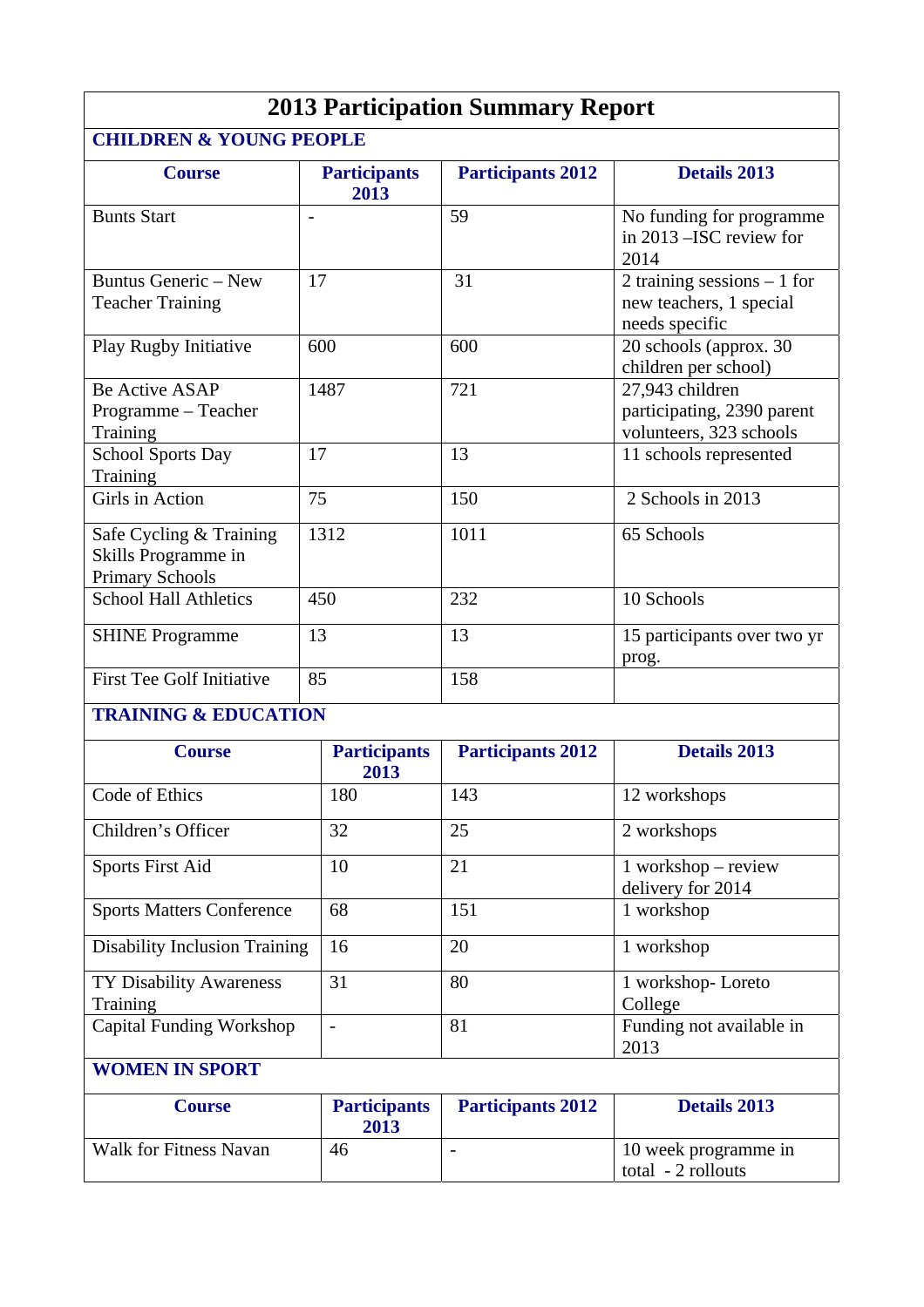# 2013 Participation Summary Report

## CHILDREN & YOUNG PEOPLE

| Course | Participants 2013 | Participants 2012 | Details 2013 |
|---|---|---|---|
| Bunts Start | - | 59 | No funding for programme in 2013 –ISC review for 2014 |
| Buntus Generic – New Teacher Training | 17 | 31 | 2 training sessions – 1 for new teachers, 1 special needs specific |
| Play Rugby Initiative | 600 | 600 | 20 schools (approx. 30 children per school) |
| Be Active ASAP Programme – Teacher Training | 1487 | 721 | 27,943 children participating, 2390 parent volunteers, 323 schools |
| School Sports Day Training | 17 | 13 | 11 schools represented |
| Girls in Action | 75 | 150 | 2 Schools in 2013 |
| Safe Cycling & Training Skills Programme in Primary Schools | 1312 | 1011 | 65 Schools |
| School Hall Athletics | 450 | 232 | 10 Schools |
| SHINE Programme | 13 | 13 | 15 participants over two yr prog. |
| First Tee Golf Initiative | 85 | 158 | |

## TRAINING & EDUCATION

| Course | Participants 2013 | Participants 2012 | Details 2013 |
|---|---|---|---|
| Code of Ethics | 180 | 143 | 12 workshops |
| Children's Officer | 32 | 25 | 2 workshops |
| Sports First Aid | 10 | 21 | 1 workshop – review delivery for 2014 |
| Sports Matters Conference | 68 | 151 | 1 workshop |
| Disability Inclusion Training | 16 | 20 | 1 workshop |
| TY Disability Awareness Training | 31 | 80 | 1 workshop- Loreto College |
| Capital Funding Workshop | - | 81 | Funding not available in 2013 |

## WOMEN IN SPORT

| Course | Participants 2013 | Participants 2012 | Details 2013 |
|---|---|---|---|
| Walk for Fitness Navan | 46 | - | 10 week programme in total - 2 rollouts |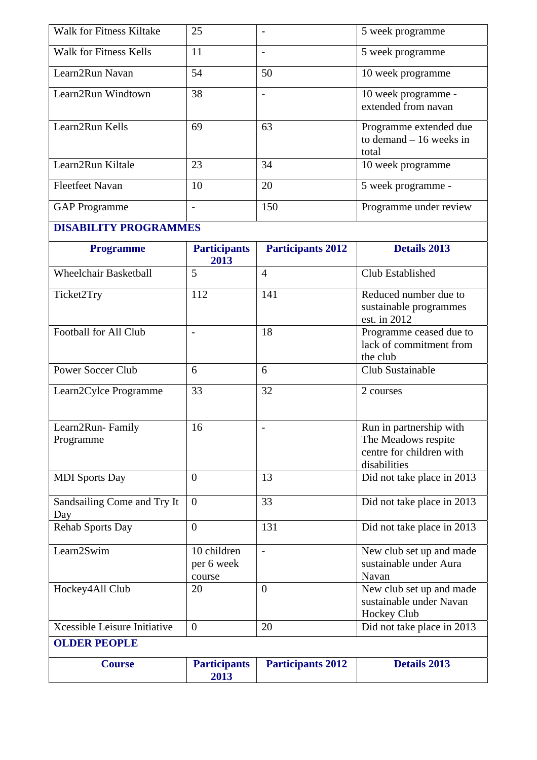| | | | |
|---|---|---|---|
| Walk for Fitness Kiltake | 25 | - | 5 week programme |
| Walk for Fitness Kells | 11 | - | 5 week programme |
| Learn2Run Navan | 54 | 50 | 10 week programme |
| Learn2Run Windtown | 38 | - | 10 week programme - extended from navan |
| Learn2Run Kells | 69 | 63 | Programme extended due to demand – 16 weeks in total |
| Learn2Run Kiltale | 23 | 34 | 10 week programme |
| Fleetfeet Navan | 10 | 20 | 5 week programme - |
| GAP Programme | - | 150 | Programme under review |

**DISABILITY PROGRAMMES**

| Programme | Participants 2013 | Participants 2012 | Details 2013 |
|---|---|---|---|
| Wheelchair Basketball | 5 | 4 | Club Established |
| Ticket2Try | 112 | 141 | Reduced number due to sustainable programmes est. in 2012 |
| Football for All Club | - | 18 | Programme ceased due to lack of commitment from the club |
| Power Soccer Club | 6 | 6 | Club Sustainable |
| Learn2Cylce Programme | 33 | 32 | 2 courses |
| Learn2Run- Family Programme | 16 | - | Run in partnership with The Meadows respite centre for children with disabilities |
| MDI Sports Day | 0 | 13 | Did not take place in 2013 |
| Sandsailing Come and Try It Day | 0 | 33 | Did not take place in 2013 |
| Rehab Sports Day | 0 | 131 | Did not take place in 2013 |
| Learn2Swim | 10 children per 6 week course | - | New club set up and made sustainable under Aura Navan |
| Hockey4All Club | 20 | 0 | New club set up and made sustainable under Navan Hockey Club |
| Xcessible Leisure Initiative | 0 | 20 | Did not take place in 2013 |

**OLDER PEOPLE**

| Course | Participants 2013 | Participants 2012 | Details 2013 |
|---|---|---|---|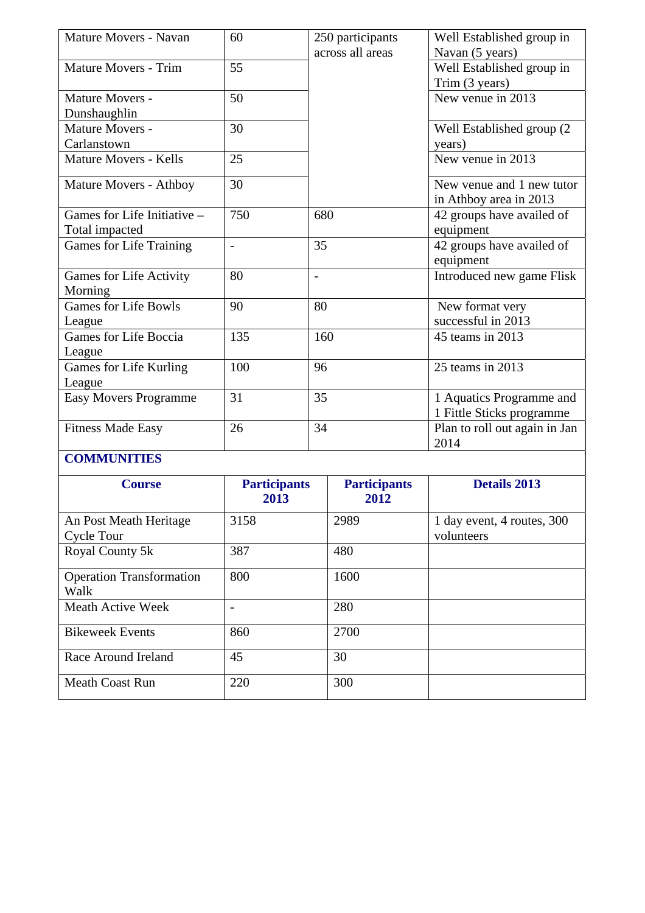| | | | |
|---|---|---|---|
| Mature Movers - Navan | 60 | 250 participants across all areas | Well Established group in Navan (5 years) |
| Mature Movers - Trim | 55 | | Well Established group in Trim (3 years) |
| Mature Movers - Dunshaughlin | 50 | | New venue in 2013 |
| Mature Movers - Carlanstown | 30 | | Well Established group (2 years) |
| Mature Movers - Kells | 25 | | New venue in 2013 |
| Mature Movers - Athboy | 30 | | New venue and 1 new tutor in Athboy area in 2013 |
| Games for Life Initiative – Total impacted | 750 | 680 | 42 groups have availed of equipment |
| Games for Life Training | - | 35 | 42 groups have availed of equipment |
| Games for Life Activity Morning | 80 | - | Introduced new game Flisk |
| Games for Life Bowls League | 90 | 80 | New format very successful in 2013 |
| Games for Life Boccia League | 135 | 160 | 45 teams in 2013 |
| Games for Life Kurling League | 100 | 96 | 25 teams in 2013 |
| Easy Movers Programme | 31 | 35 | 1 Aquatics Programme and 1 Fittle Sticks programme |
| Fitness Made Easy | 26 | 34 | Plan to roll out again in Jan 2014 |

**COMMUNITIES**

| Course | Participants 2013 | Participants 2012 | Details 2013 |
|---|---|---|---|
| An Post Meath Heritage Cycle Tour | 3158 | 2989 | 1 day event, 4 routes, 300 volunteers |
| Royal County 5k | 387 | 480 | |
| Operation Transformation Walk | 800 | 1600 | |
| Meath Active Week | - | 280 | |
| Bikeweek Events | 860 | 2700 | |
| Race Around Ireland | 45 | 30 | |
| Meath Coast Run | 220 | 300 | |